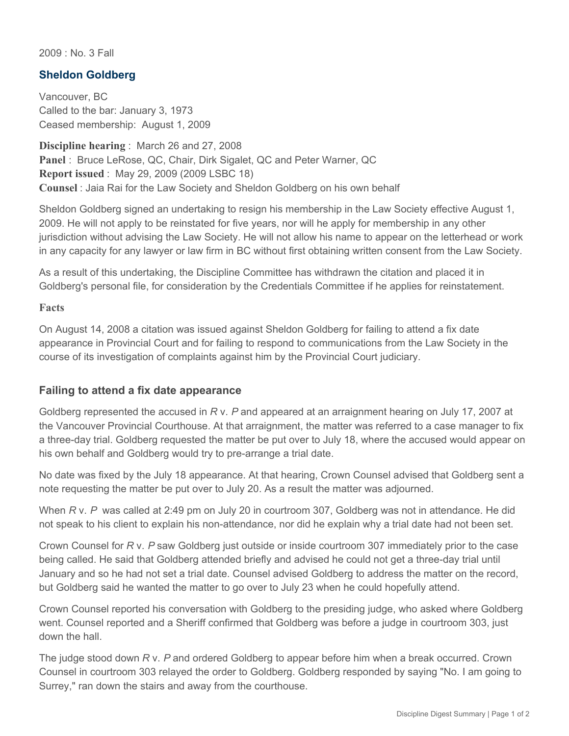2009 : No. 3 Fall

## Sheldon Goldberg

Vancouver, BC
Called to the bar: January 3, 1973
Ceased membership: August 1, 2009

**Discipline hearing** : March 26 and 27, 2008
**Panel** : Bruce LeRose, QC, Chair, Dirk Sigalet, QC and Peter Warner, QC
**Report issued** : May 29, 2009 (2009 LSBC 18)
**Counsel** : Jaia Rai for the Law Society and Sheldon Goldberg on his own behalf

Sheldon Goldberg signed an undertaking to resign his membership in the Law Society effective August 1, 2009. He will not apply to be reinstated for five years, nor will he apply for membership in any other jurisdiction without advising the Law Society. He will not allow his name to appear on the letterhead or work in any capacity for any lawyer or law firm in BC without first obtaining written consent from the Law Society.

As a result of this undertaking, the Discipline Committee has withdrawn the citation and placed it in Goldberg's personal file, for consideration by the Credentials Committee if he applies for reinstatement.

**Facts**

On August 14, 2008 a citation was issued against Sheldon Goldberg for failing to attend a fix date appearance in Provincial Court and for failing to respond to communications from the Law Society in the course of its investigation of complaints against him by the Provincial Court judiciary.

### Failing to attend a fix date appearance

Goldberg represented the accused in *R* v. *P* and appeared at an arraignment hearing on July 17, 2007 at the Vancouver Provincial Courthouse. At that arraignment, the matter was referred to a case manager to fix a three-day trial. Goldberg requested the matter be put over to July 18, where the accused would appear on his own behalf and Goldberg would try to pre-arrange a trial date.

No date was fixed by the July 18 appearance. At that hearing, Crown Counsel advised that Goldberg sent a note requesting the matter be put over to July 20. As a result the matter was adjourned.

When *R* v. *P* was called at 2:49 pm on July 20 in courtroom 307, Goldberg was not in attendance. He did not speak to his client to explain his non-attendance, nor did he explain why a trial date had not been set.

Crown Counsel for *R* v. *P* saw Goldberg just outside or inside courtroom 307 immediately prior to the case being called. He said that Goldberg attended briefly and advised he could not get a three-day trial until January and so he had not set a trial date. Counsel advised Goldberg to address the matter on the record, but Goldberg said he wanted the matter to go over to July 23 when he could hopefully attend.

Crown Counsel reported his conversation with Goldberg to the presiding judge, who asked where Goldberg went. Counsel reported and a Sheriff confirmed that Goldberg was before a judge in courtroom 303, just down the hall.

The judge stood down *R* v. *P* and ordered Goldberg to appear before him when a break occurred. Crown Counsel in courtroom 303 relayed the order to Goldberg. Goldberg responded by saying "No. I am going to Surrey," ran down the stairs and away from the courthouse.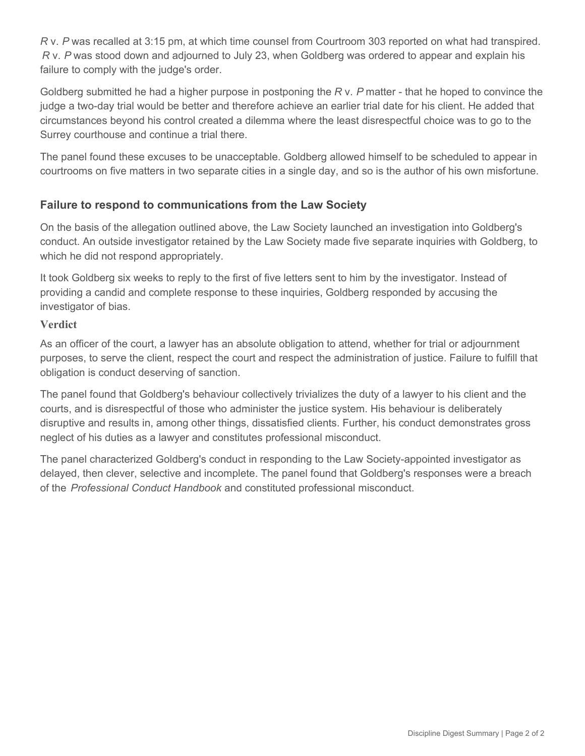*R* v. *P* was recalled at 3:15 pm, at which time counsel from Courtroom 303 reported on what had transpired. *R* v. *P* was stood down and adjourned to July 23, when Goldberg was ordered to appear and explain his failure to comply with the judge's order.

Goldberg submitted he had a higher purpose in postponing the *R* v. *P* matter - that he hoped to convince the judge a two-day trial would be better and therefore achieve an earlier trial date for his client. He added that circumstances beyond his control created a dilemma where the least disrespectful choice was to go to the Surrey courthouse and continue a trial there.

The panel found these excuses to be unacceptable. Goldberg allowed himself to be scheduled to appear in courtrooms on five matters in two separate cities in a single day, and so is the author of his own misfortune.

### Failure to respond to communications from the Law Society

On the basis of the allegation outlined above, the Law Society launched an investigation into Goldberg's conduct. An outside investigator retained by the Law Society made five separate inquiries with Goldberg, to which he did not respond appropriately.

It took Goldberg six weeks to reply to the first of five letters sent to him by the investigator. Instead of providing a candid and complete response to these inquiries, Goldberg responded by accusing the investigator of bias.

#### Verdict

As an officer of the court, a lawyer has an absolute obligation to attend, whether for trial or adjournment purposes, to serve the client, respect the court and respect the administration of justice. Failure to fulfill that obligation is conduct deserving of sanction.

The panel found that Goldberg's behaviour collectively trivializes the duty of a lawyer to his client and the courts, and is disrespectful of those who administer the justice system. His behaviour is deliberately disruptive and results in, among other things, dissatisfied clients. Further, his conduct demonstrates gross neglect of his duties as a lawyer and constitutes professional misconduct.

The panel characterized Goldberg's conduct in responding to the Law Society-appointed investigator as delayed, then clever, selective and incomplete. The panel found that Goldberg's responses were a breach of the *Professional Conduct Handbook* and constituted professional misconduct.